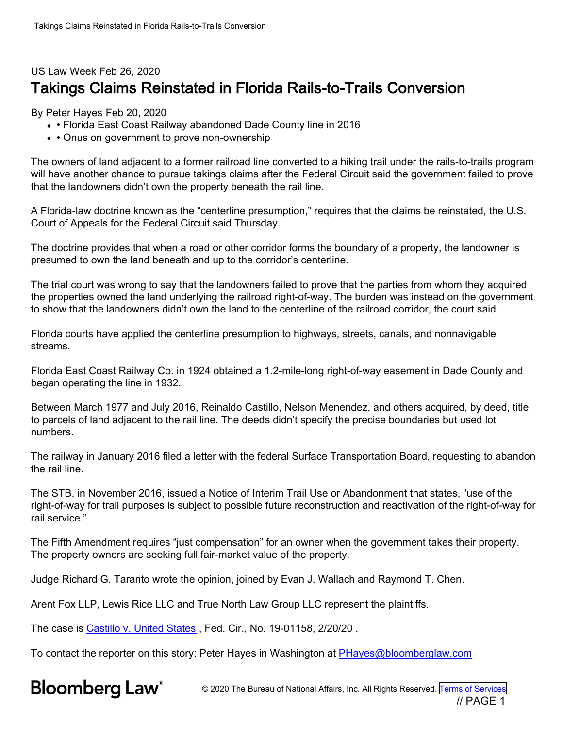US Law Week Feb 26, 2020

# Takings Claims Reinstated in Florida Rails-to-Trails Conversion

By Peter Hayes Feb 20, 2020

- • Florida East Coast Railway abandoned Dade County line in 2016
- • Onus on government to prove non-ownership

The owners of land adjacent to a former railroad line converted to a hiking trail under the rails-to-trails program will have another chance to pursue takings claims after the Federal Circuit said the government failed to prove that the landowners didn't own the property beneath the rail line.

A Florida-law doctrine known as the "centerline presumption," requires that the claims be reinstated, the U.S. Court of Appeals for the Federal Circuit said Thursday.

The doctrine provides that when a road or other corridor forms the boundary of a property, the landowner is presumed to own the land beneath and up to the corridor's centerline.

The trial court was wrong to say that the landowners failed to prove that the parties from whom they acquired the properties owned the land underlying the railroad right-of-way. The burden was instead on the government to show that the landowners didn't own the land to the centerline of the railroad corridor, the court said.

Florida courts have applied the centerline presumption to highways, streets, canals, and nonnavigable streams.

Florida East Coast Railway Co. in 1924 obtained a 1.2-mile-long right-of-way easement in Dade County and began operating the line in 1932.

Between March 1977 and July 2016, Reinaldo Castillo, Nelson Menendez, and others acquired, by deed, title to parcels of land adjacent to the rail line. The deeds didn't specify the precise boundaries but used lot numbers.

The railway in January 2016 filed a letter with the federal Surface Transportation Board, requesting to abandon the rail line.

The STB, in November 2016, issued a Notice of Interim Trail Use or Abandonment that states, "use of the right-of-way for trail purposes is subject to possible future reconstruction and reactivation of the right-of-way for rail service."

The Fifth Amendment requires "just compensation" for an owner when the government takes their property. The property owners are seeking full fair-market value of the property.

Judge Richard G. Taranto wrote the opinion, joined by Evan J. Wallach and Raymond T. Chen.

Arent Fox LLP, Lewis Rice LLC and True North Law Group LLC represent the plaintiffs.

The case is Castillo v. United States , Fed. Cir., No. 19-01158, 2/20/20 .

To contact the reporter on this story: Peter Hayes in Washington at PHayes@bloomberglaw.com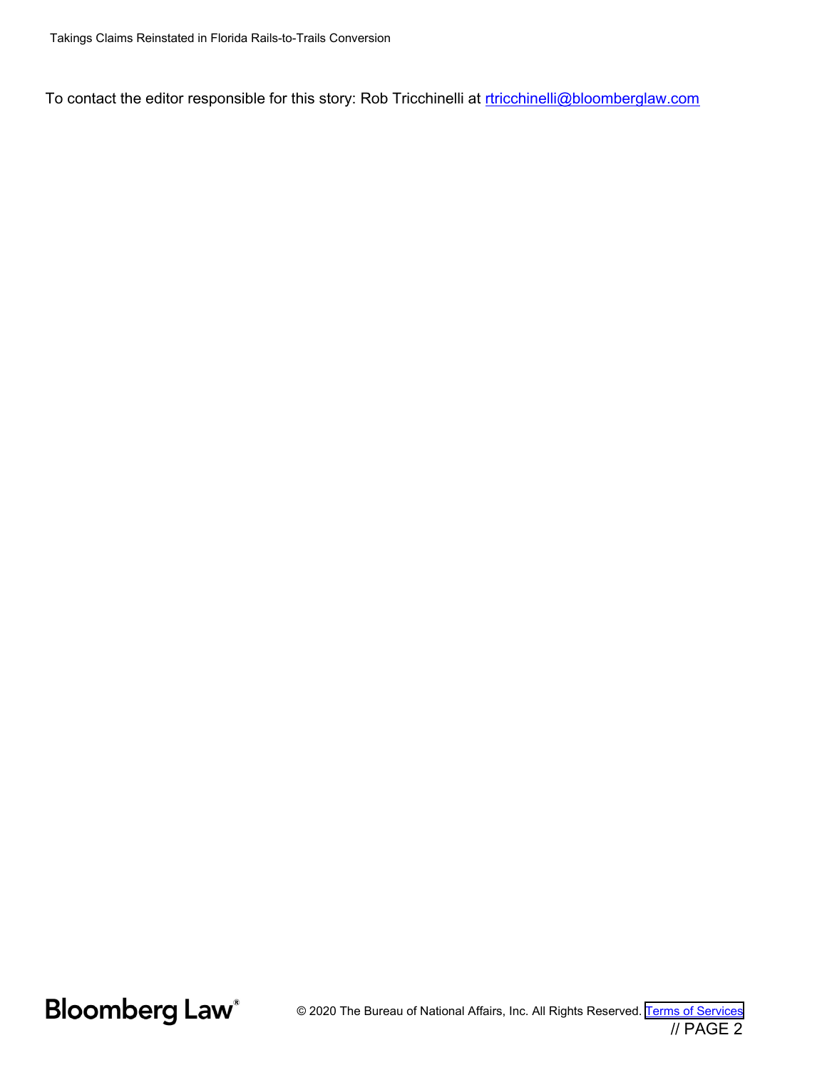To contact the editor responsible for this story: Rob Tricchinelli at [rtricchinelli@bloomberglaw.com](mailto:rtricchinelli@bloomberglaw.com)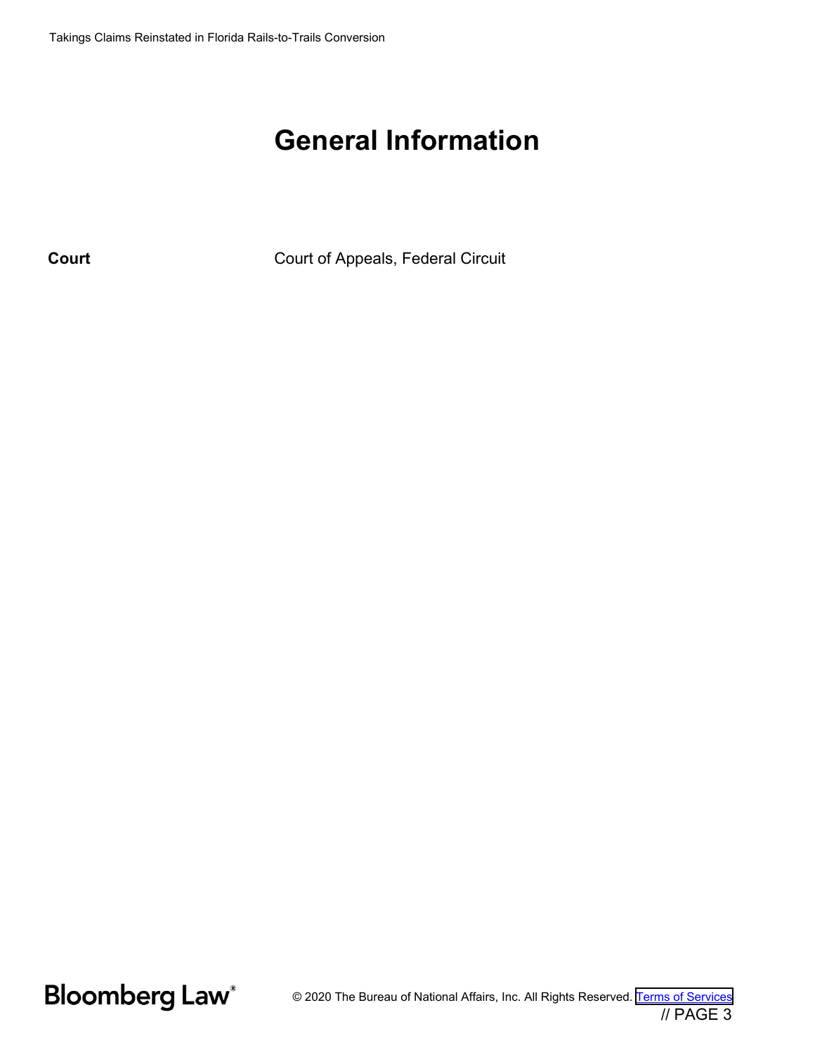# General Information

| | |
|---|---|
| **Court** | Court of Appeals, Federal Circuit |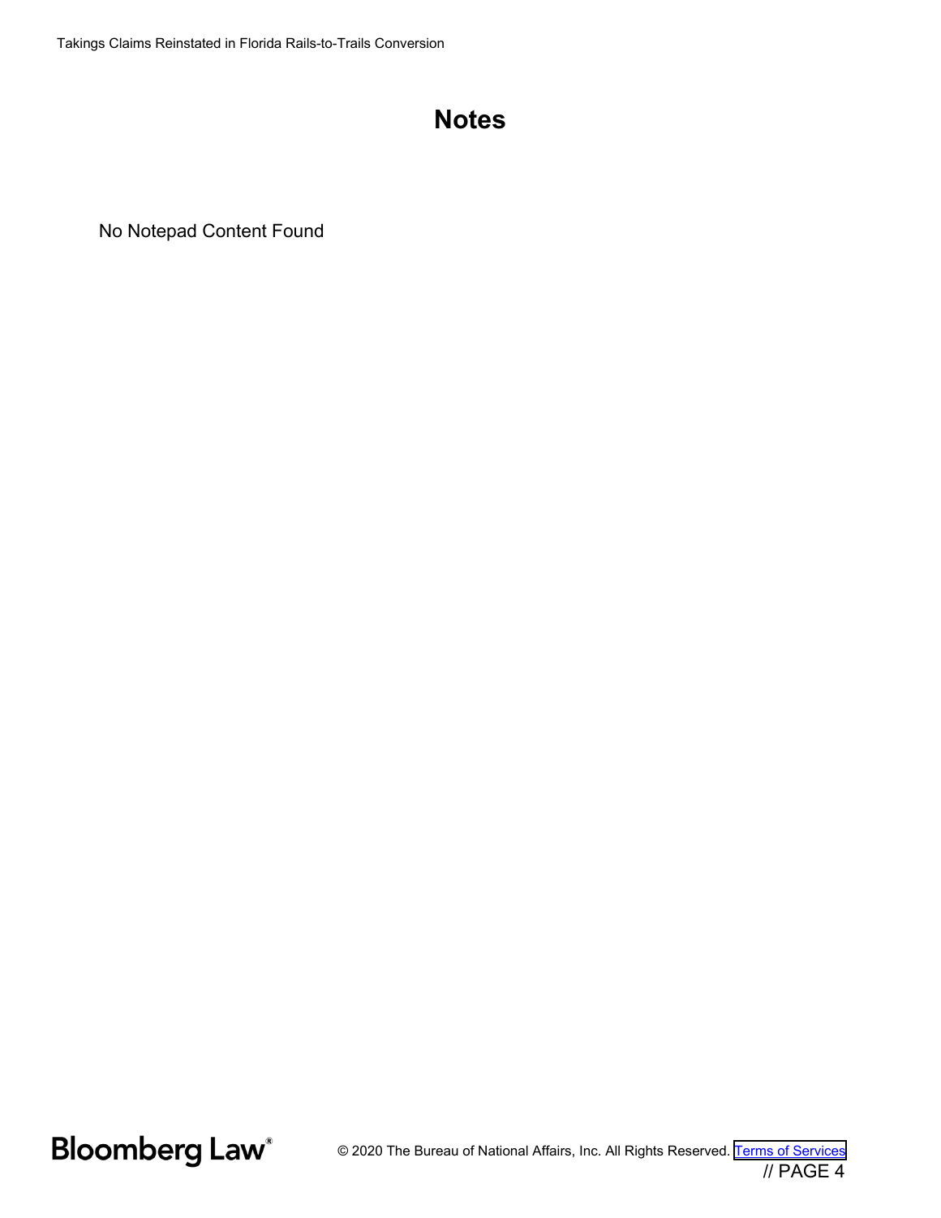# Notes

No Notepad Content Found